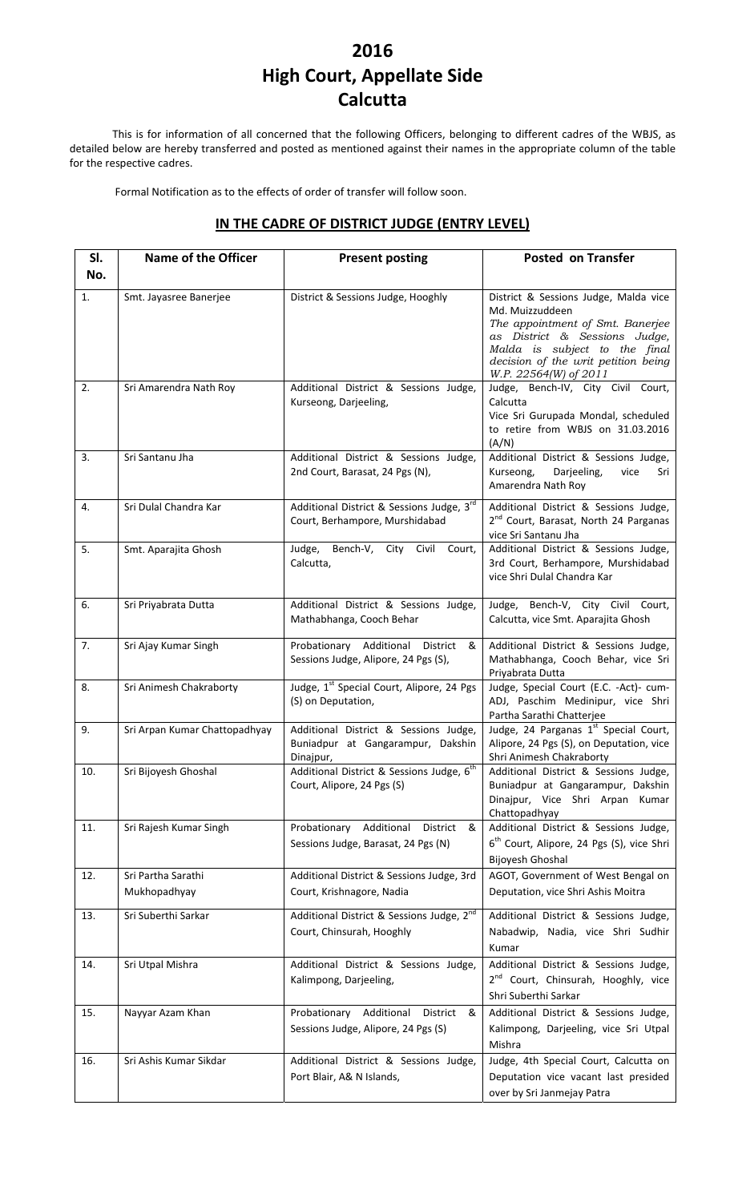# 2016
# High Court, Appellate Side
# Calcutta

This is for information of all concerned that the following Officers, belonging to different cadres of the WBJS, as detailed below are hereby transferred and posted as mentioned against their names in the appropriate column of the table for the respective cadres.

Formal Notification as to the effects of order of transfer will follow soon.

## IN THE CADRE OF DISTRICT JUDGE (ENTRY LEVEL)

| Sl. No. | Name of the Officer | Present posting | Posted on Transfer |
|---|---|---|---|
| 1. | Smt. Jayasree Banerjee | District & Sessions Judge, Hooghly | District & Sessions Judge, Malda vice Md. Muizzuddeen *The appointment of Smt. Banerjee as District & Sessions Judge, Malda is subject to the final decision of the writ petition being W.P. 22564(W) of 2011* |
| 2. | Sri Amarendra Nath Roy | Additional District & Sessions Judge, Kurseong, Darjeeling, | Judge, Bench-IV, City Civil Court, Calcutta Vice Sri Gurupada Mondal, scheduled to retire from WBJS on 31.03.2016 (A/N) |
| 3. | Sri Santanu Jha | Additional District & Sessions Judge, 2nd Court, Barasat, 24 Pgs (N), | Additional District & Sessions Judge, Kurseong, Darjeeling, vice Sri Amarendra Nath Roy |
| 4. | Sri Dulal Chandra Kar | Additional District & Sessions Judge, 3rd Court, Berhampore, Murshidabad | Additional District & Sessions Judge, 2nd Court, Barasat, North 24 Parganas vice Sri Santanu Jha |
| 5. | Smt. Aparajita Ghosh | Judge, Bench-V, City Civil Court, Calcutta, | Additional District & Sessions Judge, 3rd Court, Berhampore, Murshidabad vice Shri Dulal Chandra Kar |
| 6. | Sri Priyabrata Dutta | Additional District & Sessions Judge, Mathabhanga, Cooch Behar | Judge, Bench-V, City Civil Court, Calcutta, vice Smt. Aparajita Ghosh |
| 7. | Sri Ajay Kumar Singh | Probationary Additional District & Sessions Judge, Alipore, 24 Pgs (S), | Additional District & Sessions Judge, Mathabhanga, Cooch Behar, vice Sri Priyabrata Dutta |
| 8. | Sri Animesh Chakraborty | Judge, 1st Special Court, Alipore, 24 Pgs (S) on Deputation, | Judge, Special Court (E.C. -Act)- cum-ADJ, Paschim Medinipur, vice Shri Partha Sarathi Chatterjee |
| 9. | Sri Arpan Kumar Chattopadhyay | Additional District & Sessions Judge, Buniadpur at Gangarampur, Dakshin Dinajpur, | Judge, 24 Parganas 1st Special Court, Alipore, 24 Pgs (S), on Deputation, vice Shri Animesh Chakraborty |
| 10. | Sri Bijoyesh Ghoshal | Additional District & Sessions Judge, 6th Court, Alipore, 24 Pgs (S) | Additional District & Sessions Judge, Buniadpur at Gangarampur, Dakshin Dinajpur, Vice Shri Arpan Kumar Chattopadhyay |
| 11. | Sri Rajesh Kumar Singh | Probationary Additional District & Sessions Judge, Barasat, 24 Pgs (N) | Additional District & Sessions Judge, 6th Court, Alipore, 24 Pgs (S), vice Shri Bijoyesh Ghoshal |
| 12. | Sri Partha Sarathi Mukhopadhyay | Additional District & Sessions Judge, 3rd Court, Krishnagore, Nadia | AGOT, Government of West Bengal on Deputation, vice Shri Ashis Moitra |
| 13. | Sri Suberthi Sarkar | Additional District & Sessions Judge, 2nd Court, Chinsurah, Hooghly | Additional District & Sessions Judge, Nabadwip, Nadia, vice Shri Sudhir Kumar |
| 14. | Sri Utpal Mishra | Additional District & Sessions Judge, Kalimpong, Darjeeling, | Additional District & Sessions Judge, 2nd Court, Chinsurah, Hooghly, vice Shri Suberthi Sarkar |
| 15. | Nayyar Azam Khan | Probationary Additional District & Sessions Judge, Alipore, 24 Pgs (S) | Additional District & Sessions Judge, Kalimpong, Darjeeling, vice Sri Utpal Mishra |
| 16. | Sri Ashis Kumar Sikdar | Additional District & Sessions Judge, Port Blair, A& N Islands, | Judge, 4th Special Court, Calcutta on Deputation vice vacant last presided over by Sri Janmejay Patra |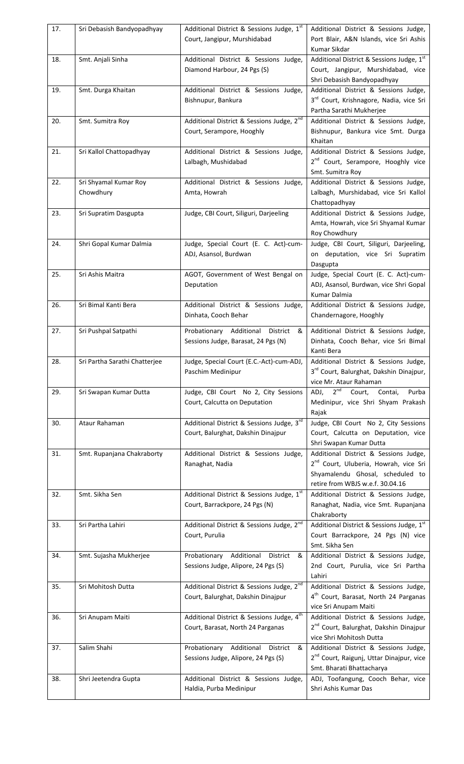| 17. | Sri Debasish Bandyopadhyay | Additional District & Sessions Judge, 1st Court, Jangipur, Murshidabad | Additional District & Sessions Judge, Port Blair, A&N Islands, vice Sri Ashis Kumar Sikdar |
|---|---|---|---|
| 18. | Smt. Anjali Sinha | Additional District & Sessions Judge, Diamond Harbour, 24 Pgs (S) | Additional District & Sessions Judge, 1st Court, Jangipur, Murshidabad, vice Shri Debasish Bandyopadhyay |
| 19. | Smt. Durga Khaitan | Additional District & Sessions Judge, Bishnupur, Bankura | Additional District & Sessions Judge, 3rd Court, Krishnagore, Nadia, vice Sri Partha Sarathi Mukherjee |
| 20. | Smt. Sumitra Roy | Additional District & Sessions Judge, 2nd Court, Serampore, Hooghly | Additional District & Sessions Judge, Bishnupur, Bankura vice Smt. Durga Khaitan |
| 21. | Sri Kallol Chattopadhyay | Additional District & Sessions Judge, Lalbagh, Mushidabad | Additional District & Sessions Judge, 2nd Court, Serampore, Hooghly vice Smt. Sumitra Roy |
| 22. | Sri Shyamal Kumar Roy Chowdhury | Additional District & Sessions Judge, Amta, Howrah | Additional District & Sessions Judge, Lalbagh, Murshidabad, vice Sri Kallol Chattopadhyay |
| 23. | Sri Supratim Dasgupta | Judge, CBI Court, Siliguri, Darjeeling | Additional District & Sessions Judge, Amta, Howrah, vice Sri Shyamal Kumar Roy Chowdhury |
| 24. | Shri Gopal Kumar Dalmia | Judge, Special Court (E. C. Act)-cum-ADJ, Asansol, Burdwan | Judge, CBI Court, Siliguri, Darjeeling, on deputation, vice Sri Supratim Dasgupta |
| 25. | Sri Ashis Maitra | AGOT, Government of West Bengal on Deputation | Judge, Special Court (E. C. Act)-cum-ADJ, Asansol, Burdwan, vice Shri Gopal Kumar Dalmia |
| 26. | Sri Bimal Kanti Bera | Additional District & Sessions Judge, Dinhata, Cooch Behar | Additional District & Sessions Judge, Chandernagore, Hooghly |
| 27. | Sri Pushpal Satpathi | Probationary Additional District & Sessions Judge, Barasat, 24 Pgs (N) | Additional District & Sessions Judge, Dinhata, Cooch Behar, vice Sri Bimal Kanti Bera |
| 28. | Sri Partha Sarathi Chatterjee | Judge, Special Court (E.C.-Act)-cum-ADJ, Paschim Medinipur | Additional District & Sessions Judge, 3rd Court, Balurghat, Dakshin Dinajpur, vice Mr. Ataur Rahaman |
| 29. | Sri Swapan Kumar Dutta | Judge, CBI Court No 2, City Sessions Court, Calcutta on Deputation | ADJ, 2nd Court, Contai, Purba Medinipur, vice Shri Shyam Prakash Rajak |
| 30. | Ataur Rahaman | Additional District & Sessions Judge, 3rd Court, Balurghat, Dakshin Dinajpur | Judge, CBI Court No 2, City Sessions Court, Calcutta on Deputation, vice Shri Swapan Kumar Dutta |
| 31. | Smt. Rupanjana Chakraborty | Additional District & Sessions Judge, Ranaghat, Nadia | Additional District & Sessions Judge, 2nd Court, Uluberia, Howrah, vice Sri Shyamalendu Ghosal, scheduled to retire from WBJS w.e.f. 30.04.16 |
| 32. | Smt. Sikha Sen | Additional District & Sessions Judge, 1st Court, Barrackpore, 24 Pgs (N) | Additional District & Sessions Judge, Ranaghat, Nadia, vice Smt. Rupanjana Chakraborty |
| 33. | Sri Partha Lahiri | Additional District & Sessions Judge, 2nd Court, Purulia | Additional District & Sessions Judge, 1st Court Barrackpore, 24 Pgs (N) vice Smt. Sikha Sen |
| 34. | Smt. Sujasha Mukherjee | Probationary Additional District & Sessions Judge, Alipore, 24 Pgs (S) | Additional District & Sessions Judge, 2nd Court, Purulia, vice Sri Partha Lahiri |
| 35. | Sri Mohitosh Dutta | Additional District & Sessions Judge, 2nd Court, Balurghat, Dakshin Dinajpur | Additional District & Sessions Judge, 4th Court, Barasat, North 24 Parganas vice Sri Anupam Maiti |
| 36. | Sri Anupam Maiti | Additional District & Sessions Judge, 4th Court, Barasat, North 24 Parganas | Additional District & Sessions Judge, 2nd Court, Balurghat, Dakshin Dinajpur vice Shri Mohitosh Dutta |
| 37. | Salim Shahi | Probationary Additional District & Sessions Judge, Alipore, 24 Pgs (S) | Additional District & Sessions Judge, 2nd Court, Raigunj, Uttar Dinajpur, vice Smt. Bharati Bhattacharya |
| 38. | Shri Jeetendra Gupta | Additional District & Sessions Judge, Haldia, Purba Medinipur | ADJ, Toofangung, Cooch Behar, vice Shri Ashis Kumar Das |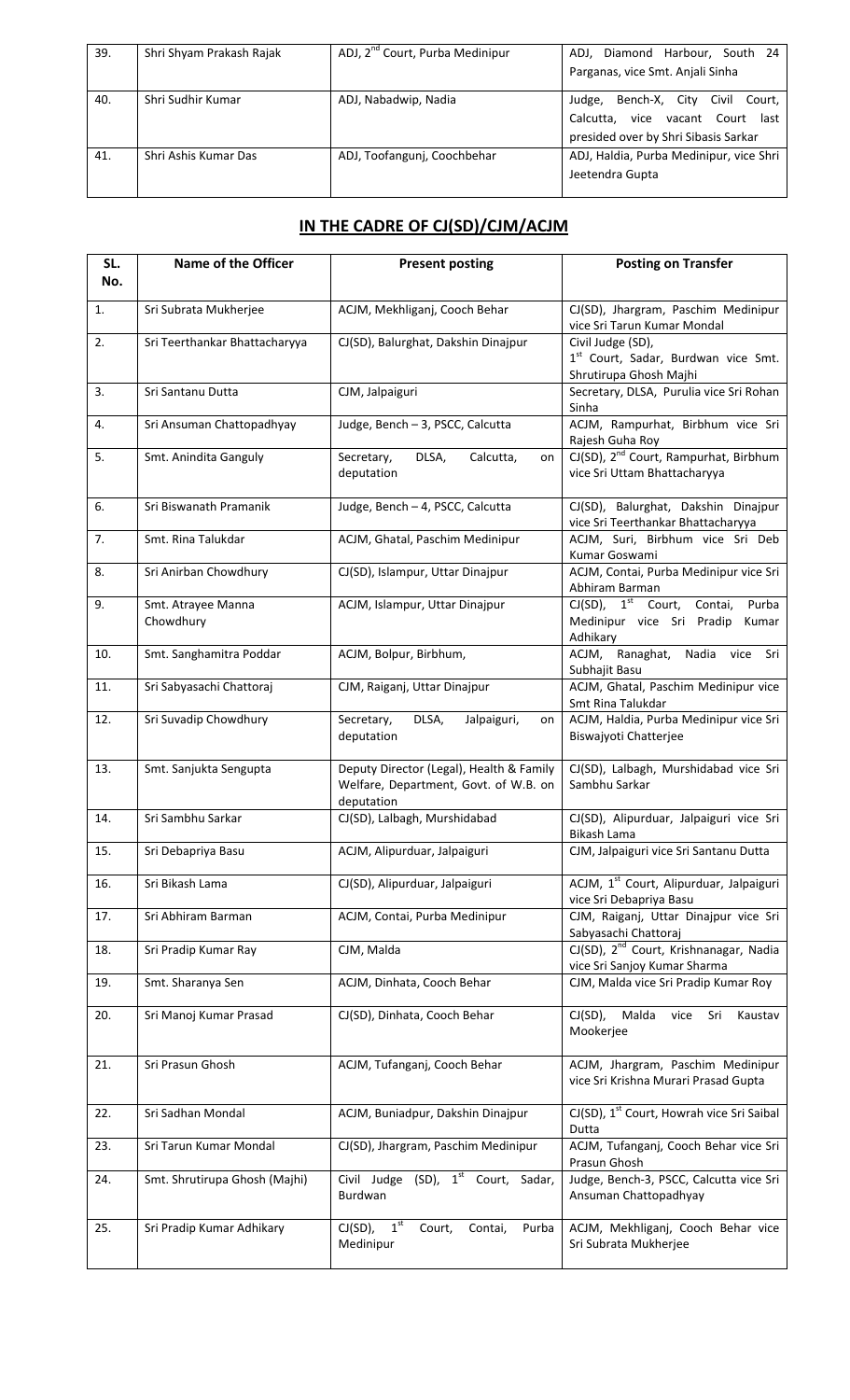| 39. | Shri Shyam Prakash Rajak | ADJ, 2nd Court, Purba Medinipur | ADJ, Diamond Harbour, South 24 Parganas, vice Smt. Anjali Sinha |
|---|---|---|---|
| 40. | Shri Sudhir Kumar | ADJ, Nabadwip, Nadia | Judge, Bench-X, City Civil Court, Calcutta, vice vacant Court last presided over by Shri Sibasis Sarkar |
| 41. | Shri Ashis Kumar Das | ADJ, Toofangunj, Coochbehar | ADJ, Haldia, Purba Medinipur, vice Shri Jeetendra Gupta |

## IN THE CADRE OF CJ(SD)/CJM/ACJM

| SL. No. | Name of the Officer | Present posting | Posting on Transfer |
|---|---|---|---|
| 1. | Sri Subrata Mukherjee | ACJM, Mekhliganj, Cooch Behar | CJ(SD), Jhargram, Paschim Medinipur vice Sri Tarun Kumar Mondal |
| 2. | Sri Teerthankar Bhattacharyya | CJ(SD), Balurghat, Dakshin Dinajpur | Civil Judge (SD), 1st Court, Sadar, Burdwan vice Smt. Shrutirupa Ghosh Majhi |
| 3. | Sri Santanu Dutta | CJM, Jalpaiguri | Secretary, DLSA, Purulia vice Sri Rohan Sinha |
| 4. | Sri Ansuman Chattopadhyay | Judge, Bench – 3, PSCC, Calcutta | ACJM, Rampurhat, Birbhum vice Sri Rajesh Guha Roy |
| 5. | Smt. Anindita Ganguly | Secretary, DLSA, Calcutta, on deputation | CJ(SD), 2nd Court, Rampurhat, Birbhum vice Sri Uttam Bhattacharyya |
| 6. | Sri Biswanath Pramanik | Judge, Bench – 4, PSCC, Calcutta | CJ(SD), Balurghat, Dakshin Dinajpur vice Sri Teerthankar Bhattacharyya |
| 7. | Smt. Rina Talukdar | ACJM, Ghatal, Paschim Medinipur | ACJM, Suri, Birbhum vice Sri Deb Kumar Goswami |
| 8. | Sri Anirban Chowdhury | CJ(SD), Islampur, Uttar Dinajpur | ACJM, Contai, Purba Medinipur vice Sri Abhiram Barman |
| 9. | Smt. Atrayee Manna Chowdhury | ACJM, Islampur, Uttar Dinajpur | CJ(SD), 1st Court, Contai, Purba Medinipur vice Sri Pradip Kumar Adhikary |
| 10. | Smt. Sanghamitra Poddar | ACJM, Bolpur, Birbhum, | ACJM, Ranaghat, Nadia vice Sri Subhajit Basu |
| 11. | Sri Sabyasachi Chattoraj | CJM, Raiganj, Uttar Dinajpur | ACJM, Ghatal, Paschim Medinipur vice Smt Rina Talukdar |
| 12. | Sri Suvadip Chowdhury | Secretary, DLSA, Jalpaiguri, on deputation | ACJM, Haldia, Purba Medinipur vice Sri Biswajyoti Chatterjee |
| 13. | Smt. Sanjukta Sengupta | Deputy Director (Legal), Health & Family Welfare, Department, Govt. of W.B. on deputation | CJ(SD), Lalbagh, Murshidabad vice Sri Sambhu Sarkar |
| 14. | Sri Sambhu Sarkar | CJ(SD), Lalbagh, Murshidabad | CJ(SD), Alipurduar, Jalpaiguri vice Sri Bikash Lama |
| 15. | Sri Debapriya Basu | ACJM, Alipurduar, Jalpaiguri | CJM, Jalpaiguri vice Sri Santanu Dutta |
| 16. | Sri Bikash Lama | CJ(SD), Alipurduar, Jalpaiguri | ACJM, 1st Court, Alipurduar, Jalpaiguri vice Sri Debapriya Basu |
| 17. | Sri Abhiram Barman | ACJM, Contai, Purba Medinipur | CJM, Raiganj, Uttar Dinajpur vice Sri Sabyasachi Chattoraj |
| 18. | Sri Pradip Kumar Ray | CJM, Malda | CJ(SD), 2nd Court, Krishnanagar, Nadia vice Sri Sanjoy Kumar Sharma |
| 19. | Smt. Sharanya Sen | ACJM, Dinhata, Cooch Behar | CJM, Malda vice Sri Pradip Kumar Roy |
| 20. | Sri Manoj Kumar Prasad | CJ(SD), Dinhata, Cooch Behar | CJ(SD), Malda vice Sri Kaustav Mookerjee |
| 21. | Sri Prasun Ghosh | ACJM, Tufanganj, Cooch Behar | ACJM, Jhargram, Paschim Medinipur vice Sri Krishna Murari Prasad Gupta |
| 22. | Sri Sadhan Mondal | ACJM, Buniadpur, Dakshin Dinajpur | CJ(SD), 1st Court, Howrah vice Sri Saibal Dutta |
| 23. | Sri Tarun Kumar Mondal | CJ(SD), Jhargram, Paschim Medinipur | ACJM, Tufanganj, Cooch Behar vice Sri Prasun Ghosh |
| 24. | Smt. Shrutirupa Ghosh (Majhi) | Civil Judge (SD), 1st Court, Sadar, Burdwan | Judge, Bench-3, PSCC, Calcutta vice Sri Ansuman Chattopadhyay |
| 25. | Sri Pradip Kumar Adhikary | CJ(SD), 1st Court, Contai, Purba Medinipur | ACJM, Mekhliganj, Cooch Behar vice Sri Subrata Mukherjee |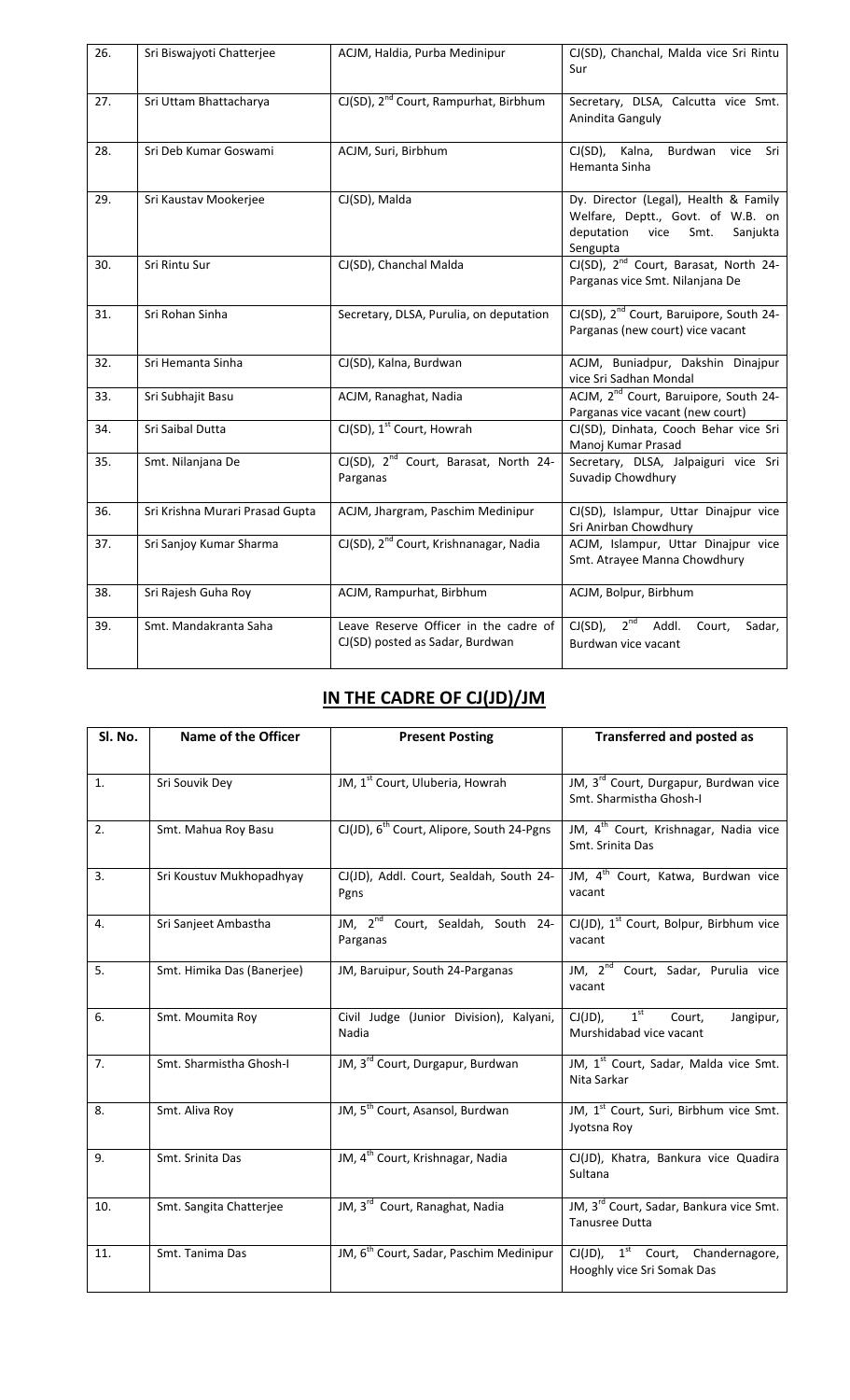| 26. | Sri Biswajyoti Chatterjee | ACJM, Haldia, Purba Medinipur | CJ(SD), Chanchal, Malda vice Sri Rintu Sur |
|---|---|---|---|
| 27. | Sri Uttam Bhattacharya | CJ(SD), 2nd Court, Rampurhat, Birbhum | Secretary, DLSA, Calcutta vice Smt. Anindita Ganguly |
| 28. | Sri Deb Kumar Goswami | ACJM, Suri, Birbhum | CJ(SD), Kalna, Burdwan vice Sri Hemanta Sinha |
| 29. | Sri Kaustav Mookerjee | CJ(SD), Malda | Dy. Director (Legal), Health & Family Welfare, Deptt., Govt. of W.B. on deputation vice Smt. Sanjukta Sengupta |
| 30. | Sri Rintu Sur | CJ(SD), Chanchal Malda | CJ(SD), 2nd Court, Barasat, North 24-Parganas vice Smt. Nilanjana De |
| 31. | Sri Rohan Sinha | Secretary, DLSA, Purulia, on deputation | CJ(SD), 2nd Court, Baruipore, South 24-Parganas (new court) vice vacant |
| 32. | Sri Hemanta Sinha | CJ(SD), Kalna, Burdwan | ACJM, Buniadpur, Dakshin Dinajpur vice Sri Sadhan Mondal |
| 33. | Sri Subhajit Basu | ACJM, Ranaghat, Nadia | ACJM, 2nd Court, Baruipore, South 24-Parganas vice vacant (new court) |
| 34. | Sri Saibal Dutta | CJ(SD), 1st Court, Howrah | CJ(SD), Dinhata, Cooch Behar vice Sri Manoj Kumar Prasad |
| 35. | Smt. Nilanjana De | CJ(SD), 2nd Court, Barasat, North 24-Parganas | Secretary, DLSA, Jalpaiguri vice Sri Suvadip Chowdhury |
| 36. | Sri Krishna Murari Prasad Gupta | ACJM, Jhargram, Paschim Medinipur | CJ(SD), Islampur, Uttar Dinajpur vice Sri Anirban Chowdhury |
| 37. | Sri Sanjoy Kumar Sharma | CJ(SD), 2nd Court, Krishnanagar, Nadia | ACJM, Islampur, Uttar Dinajpur vice Smt. Atrayee Manna Chowdhury |
| 38. | Sri Rajesh Guha Roy | ACJM, Rampurhat, Birbhum | ACJM, Bolpur, Birbhum |
| 39. | Smt. Mandakranta Saha | Leave Reserve Officer in the cadre of CJ(SD) posted as Sadar, Burdwan | CJ(SD), 2nd Addl. Court, Sadar, Burdwan vice vacant |

## IN THE CADRE OF CJ(JD)/JM

| Sl. No. | Name of the Officer | Present Posting | Transferred and posted as |
|---|---|---|---|
| 1. | Sri Souvik Dey | JM, 1st Court, Uluberia, Howrah | JM, 3rd Court, Durgapur, Burdwan vice Smt. Sharmistha Ghosh-I |
| 2. | Smt. Mahua Roy Basu | CJ(JD), 6th Court, Alipore, South 24-Pgns | JM, 4th Court, Krishnagar, Nadia vice Smt. Srinita Das |
| 3. | Sri Koustuv Mukhopadhyay | CJ(JD), Addl. Court, Sealdah, South 24-Pgns | JM, 4th Court, Katwa, Burdwan vice vacant |
| 4. | Sri Sanjeet Ambastha | JM, 2nd Court, Sealdah, South 24-Parganas | CJ(JD), 1st Court, Bolpur, Birbhum vice vacant |
| 5. | Smt. Himika Das (Banerjee) | JM, Baruipur, South 24-Parganas | JM, 2nd Court, Sadar, Purulia vice vacant |
| 6. | Smt. Moumita Roy | Civil Judge (Junior Division), Kalyani, Nadia | CJ(JD), 1st Court, Jangipur, Murshidabad vice vacant |
| 7. | Smt. Sharmistha Ghosh-I | JM, 3rd Court, Durgapur, Burdwan | JM, 1st Court, Sadar, Malda vice Smt. Nita Sarkar |
| 8. | Smt. Aliva Roy | JM, 5th Court, Asansol, Burdwan | JM, 1st Court, Suri, Birbhum vice Smt. Jyotsna Roy |
| 9. | Smt. Srinita Das | JM, 4th Court, Krishnagar, Nadia | CJ(JD), Khatra, Bankura vice Quadira Sultana |
| 10. | Smt. Sangita Chatterjee | JM, 3rd Court, Ranaghat, Nadia | JM, 3rd Court, Sadar, Bankura vice Smt. Tanusree Dutta |
| 11. | Smt. Tanima Das | JM, 6th Court, Sadar, Paschim Medinipur | CJ(JD), 1st Court, Chandernagore, Hooghly vice Sri Somak Das |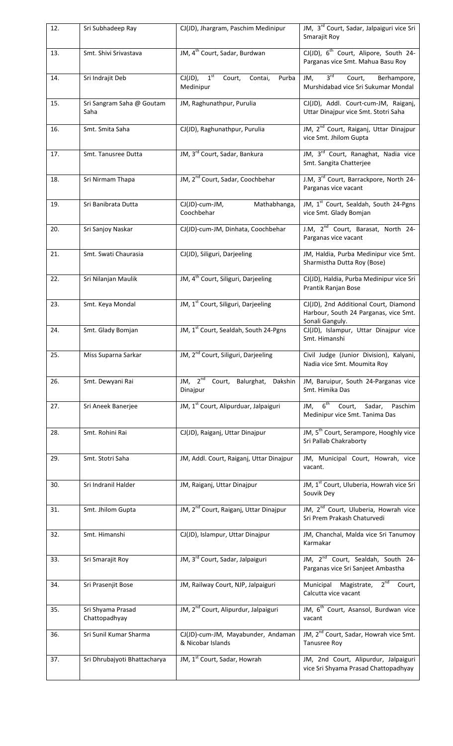| 12. | Sri Subhadeep Ray | CJ(JD), Jhargram, Paschim Medinipur | JM, 3rd Court, Sadar, Jalpaiguri vice Sri Smarajit Roy |
|---|---|---|---|
| 13. | Smt. Shivi Srivastava | JM, 4th Court, Sadar, Burdwan | CJ(JD), 6th Court, Alipore, South 24-Parganas vice Smt. Mahua Basu Roy |
| 14. | Sri Indrajit Deb | CJ(JD), 1st Court, Contai, Purba Medinipur | JM, 3rd Court, Berhampore, Murshidabad vice Sri Sukumar Mondal |
| 15. | Sri Sangram Saha @ Goutam Saha | JM, Raghunathpur, Purulia | CJ(JD), Addl. Court-cum-JM, Raiganj, Uttar Dinajpur vice Smt. Stotri Saha |
| 16. | Smt. Smita Saha | CJ(JD), Raghunathpur, Purulia | JM, 2nd Court, Raiganj, Uttar Dinajpur vice Smt. Jhilom Gupta |
| 17. | Smt. Tanusree Dutta | JM, 3rd Court, Sadar, Bankura | JM, 3rd Court, Ranaghat, Nadia vice Smt. Sangita Chatterjee |
| 18. | Sri Nirmam Thapa | JM, 2nd Court, Sadar, Coochbehar | J.M, 3rd Court, Barrackpore, North 24-Parganas vice vacant |
| 19. | Sri Banibrata Dutta | CJ(JD)-cum-JM, Mathabhanga, Coochbehar | JM, 1st Court, Sealdah, South 24-Pgns vice Smt. Glady Bomjan |
| 20. | Sri Sanjoy Naskar | CJ(JD)-cum-JM, Dinhata, Coochbehar | J.M, 2nd Court, Barasat, North 24-Parganas vice vacant |
| 21. | Smt. Swati Chaurasia | CJ(JD), Siliguri, Darjeeling | JM, Haldia, Purba Medinipur vice Smt. Sharmistha Dutta Roy (Bose) |
| 22. | Sri Nilanjan Maulik | JM, 4th Court, Siliguri, Darjeeling | CJ(JD), Haldia, Purba Medinipur vice Sri Prantik Ranjan Bose |
| 23. | Smt. Keya Mondal | JM, 1st Court, Siliguri, Darjeeling | CJ(JD), 2nd Additional Court, Diamond Harbour, South 24 Parganas, vice Smt. Sonali Ganguly. |
| 24. | Smt. Glady Bomjan | JM, 1st Court, Sealdah, South 24-Pgns | CJ(JD), Islampur, Uttar Dinajpur vice Smt. Himanshi |
| 25. | Miss Suparna Sarkar | JM, 2nd Court, Siliguri, Darjeeling | Civil Judge (Junior Division), Kalyani, Nadia vice Smt. Moumita Roy |
| 26. | Smt. Dewyani Rai | JM, 2nd Court, Balurghat, Dakshin Dinajpur | JM, Baruipur, South 24-Parganas vice Smt. Himika Das |
| 27. | Sri Aneek Banerjee | JM, 1st Court, Alipurduar, Jalpaiguri | JM, 6th Court, Sadar, Paschim Medinipur vice Smt. Tanima Das |
| 28. | Smt. Rohini Rai | CJ(JD), Raiganj, Uttar Dinajpur | JM, 5th Court, Serampore, Hooghly vice Sri Pallab Chakraborty |
| 29. | Smt. Stotri Saha | JM, Addl. Court, Raiganj, Uttar Dinajpur | JM, Municipal Court, Howrah, vice vacant. |
| 30. | Sri Indranil Halder | JM, Raiganj, Uttar Dinajpur | JM, 1st Court, Uluberia, Howrah vice Sri Souvik Dey |
| 31. | Smt. Jhilom Gupta | JM, 2nd Court, Raiganj, Uttar Dinajpur | JM, 2nd Court, Uluberia, Howrah vice Sri Prem Prakash Chaturvedi |
| 32. | Smt. Himanshi | CJ(JD), Islampur, Uttar Dinajpur | JM, Chanchal, Malda vice Sri Tanumoy Karmakar |
| 33. | Sri Smarajit Roy | JM, 3rd Court, Sadar, Jalpaiguri | JM, 2nd Court, Sealdah, South 24-Parganas vice Sri Sanjeet Ambastha |
| 34. | Sri Prasenjit Bose | JM, Railway Court, NJP, Jalpaiguri | Municipal Magistrate, 2nd Court, Calcutta vice vacant |
| 35. | Sri Shyama Prasad Chattopadhyay | JM, 2nd Court, Alipurdur, Jalpaiguri | JM, 6th Court, Asansol, Burdwan vice vacant |
| 36. | Sri Sunil Kumar Sharma | CJ(JD)-cum-JM, Mayabunder, Andaman & Nicobar Islands | JM, 2nd Court, Sadar, Howrah vice Smt. Tanusree Roy |
| 37. | Sri Dhrubajyoti Bhattacharya | JM, 1st Court, Sadar, Howrah | JM, 2nd Court, Alipurdur, Jalpaiguri vice Sri Shyama Prasad Chattopadhyay |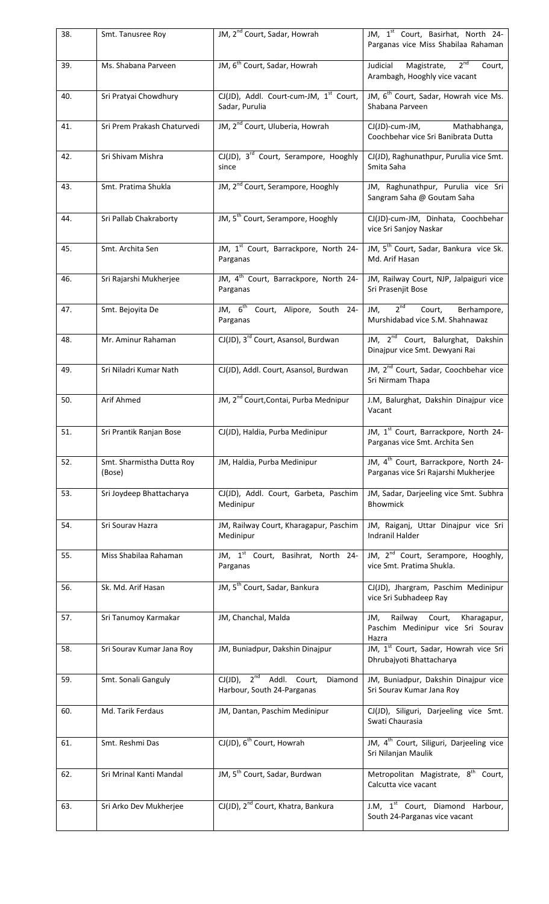| 38. | Smt. Tanusree Roy | JM, 2nd Court, Sadar, Howrah | JM, 1st Court, Basirhat, North 24-Parganas vice Miss Shabilaa Rahaman |
|---|---|---|---|
| 39. | Ms. Shabana Parveen | JM, 6th Court, Sadar, Howrah | Judicial Magistrate, 2nd Court, Arambagh, Hooghly vice vacant |
| 40. | Sri Pratyai Chowdhury | CJ(JD), Addl. Court-cum-JM, 1st Court, Sadar, Purulia | JM, 6th Court, Sadar, Howrah vice Ms. Shabana Parveen |
| 41. | Sri Prem Prakash Chaturvedi | JM, 2nd Court, Uluberia, Howrah | CJ(JD)-cum-JM, Mathabhanga, Coochbehar vice Sri Banibrata Dutta |
| 42. | Sri Shivam Mishra | CJ(JD), 3rd Court, Serampore, Hooghly since | CJ(JD), Raghunathpur, Purulia vice Smt. Smita Saha |
| 43. | Smt. Pratima Shukla | JM, 2nd Court, Serampore, Hooghly | JM, Raghunathpur, Purulia vice Sri Sangram Saha @ Goutam Saha |
| 44. | Sri Pallab Chakraborty | JM, 5th Court, Serampore, Hooghly | CJ(JD)-cum-JM, Dinhata, Coochbehar vice Sri Sanjoy Naskar |
| 45. | Smt. Archita Sen | JM, 1st Court, Barrackpore, North 24-Parganas | JM, 5th Court, Sadar, Bankura vice Sk. Md. Arif Hasan |
| 46. | Sri Rajarshi Mukherjee | JM, 4th Court, Barrackpore, North 24-Parganas | JM, Railway Court, NJP, Jalpaiguri vice Sri Prasenjit Bose |
| 47. | Smt. Bejoyita De | JM, 6th Court, Alipore, South 24-Parganas | JM, 2nd Court, Berhampore, Murshidabad vice S.M. Shahnawaz |
| 48. | Mr. Aminur Rahaman | CJ(JD), 3rd Court, Asansol, Burdwan | JM, 2nd Court, Balurghat, Dakshin Dinajpur vice Smt. Dewyani Rai |
| 49. | Sri Niladri Kumar Nath | CJ(JD), Addl. Court, Asansol, Burdwan | JM, 2nd Court, Sadar, Coochbehar vice Sri Nirmam Thapa |
| 50. | Arif Ahmed | JM, 2nd Court,Contai, Purba Mednipur | J.M, Balurghat, Dakshin Dinajpur vice Vacant |
| 51. | Sri Prantik Ranjan Bose | CJ(JD), Haldia, Purba Medinipur | JM, 1st Court, Barrackpore, North 24-Parganas vice Smt. Archita Sen |
| 52. | Smt. Sharmistha Dutta Roy (Bose) | JM, Haldia, Purba Medinipur | JM, 4th Court, Barrackpore, North 24-Parganas vice Sri Rajarshi Mukherjee |
| 53. | Sri Joydeep Bhattacharya | CJ(JD), Addl. Court, Garbeta, Paschim Medinipur | JM, Sadar, Darjeeling vice Smt. Subhra Bhowmick |
| 54. | Sri Sourav Hazra | JM, Railway Court, Kharagapur, Paschim Medinipur | JM, Raiganj, Uttar Dinajpur vice Sri Indranil Halder |
| 55. | Miss Shabilaa Rahaman | JM, 1st Court, Basihrat, North 24-Parganas | JM, 2nd Court, Serampore, Hooghly, vice Smt. Pratima Shukla. |
| 56. | Sk. Md. Arif Hasan | JM, 5th Court, Sadar, Bankura | CJ(JD), Jhargram, Paschim Medinipur vice Sri Subhadeep Ray |
| 57. | Sri Tanumoy Karmakar | JM, Chanchal, Malda | JM, Railway Court, Kharagapur, Paschim Medinipur vice Sri Sourav Hazra |
| 58. | Sri Sourav Kumar Jana Roy | JM, Buniadpur, Dakshin Dinajpur | JM, 1st Court, Sadar, Howrah vice Sri Dhrubajyoti Bhattacharya |
| 59. | Smt. Sonali Ganguly | CJ(JD), 2nd Addl. Court, Diamond Harbour, South 24-Parganas | JM, Buniadpur, Dakshin Dinajpur vice Sri Sourav Kumar Jana Roy |
| 60. | Md. Tarik Ferdaus | JM, Dantan, Paschim Medinipur | CJ(JD), Siliguri, Darjeeling vice Smt. Swati Chaurasia |
| 61. | Smt. Reshmi Das | CJ(JD), 6th Court, Howrah | JM, 4th Court, Siliguri, Darjeeling vice Sri Nilanjan Maulik |
| 62. | Sri Mrinal Kanti Mandal | JM, 5th Court, Sadar, Burdwan | Metropolitan Magistrate, 8th Court, Calcutta vice vacant |
| 63. | Sri Arko Dev Mukherjee | CJ(JD), 2nd Court, Khatra, Bankura | J.M, 1st Court, Diamond Harbour, South 24-Parganas vice vacant |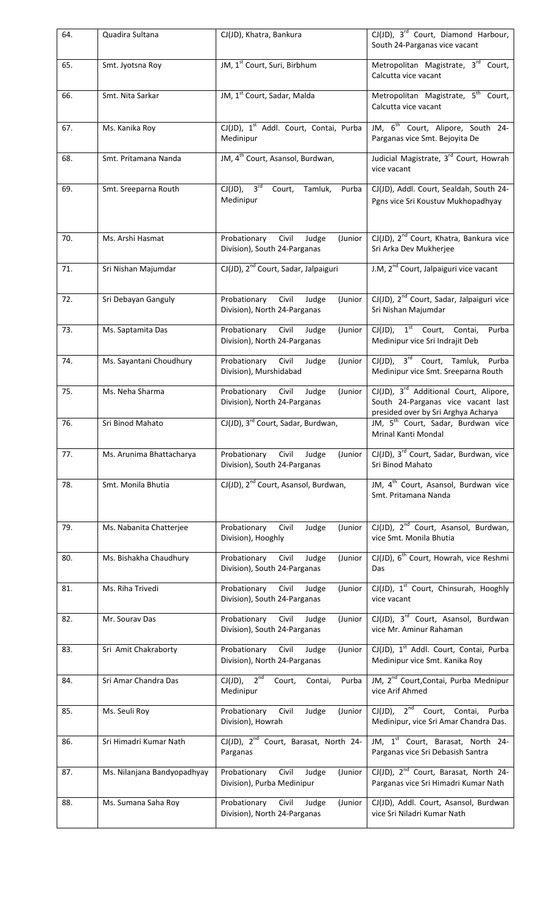| 64. | Quadira Sultana | CJ(JD), Khatra, Bankura | CJ(JD), 3rd Court, Diamond Harbour, South 24-Parganas vice vacant |
|---|---|---|---|
| 65. | Smt. Jyotsna Roy | JM, 1st Court, Suri, Birbhum | Metropolitan Magistrate, 3rd Court, Calcutta vice vacant |
| 66. | Smt. Nita Sarkar | JM, 1st Court, Sadar, Malda | Metropolitan Magistrate, 5th Court, Calcutta vice vacant |
| 67. | Ms. Kanika Roy | CJ(JD), 1st Addl. Court, Contai, Purba Medinipur | JM, 6th Court, Alipore, South 24-Parganas vice Smt. Bejoyita De |
| 68. | Smt. Pritamana Nanda | JM, 4th Court, Asansol, Burdwan, | Judicial Magistrate, 3rd Court, Howrah vice vacant |
| 69. | Smt. Sreeparna Routh | CJ(JD), 3rd Court, Tamluk, Purba Medinipur | CJ(JD), Addl. Court, Sealdah, South 24-Pgns vice Sri Koustuv Mukhopadhyay |
| 70. | Ms. Arshi Hasmat | Probationary Civil Judge (Junior Division), South 24-Parganas | CJ(JD), 2nd Court, Khatra, Bankura vice Sri Arka Dev Mukherjee |
| 71. | Sri Nishan Majumdar | CJ(JD), 2nd Court, Sadar, Jalpaiguri | J.M, 2nd Court, Jalpaiguri vice vacant |
| 72. | Sri Debayan Ganguly | Probationary Civil Judge (Junior Division), North 24-Parganas | CJ(JD), 2nd Court, Sadar, Jalpaiguri vice Sri Nishan Majumdar |
| 73. | Ms. Saptamita Das | Probationary Civil Judge (Junior Division), North 24-Parganas | CJ(JD), 1st Court, Contai, Purba Medinipur vice Sri Indrajit Deb |
| 74. | Ms. Sayantani Choudhury | Probationary Civil Judge (Junior Division), Murshidabad | CJ(JD), 3rd Court, Tamluk, Purba Medinipur vice Smt. Sreeparna Routh |
| 75. | Ms. Neha Sharma | Probationary Civil Judge (Junior Division), North 24-Parganas | CJ(JD), 3rd Additional Court, Alipore, South 24-Parganas vice vacant last presided over by Sri Arghya Acharya |
| 76. | Sri Binod Mahato | CJ(JD), 3rd Court, Sadar, Burdwan, | JM, 5th Court, Sadar, Burdwan vice Mrinal Kanti Mondal |
| 77. | Ms. Arunima Bhattacharya | Probationary Civil Judge (Junior Division), South 24-Parganas | CJ(JD), 3rd Court, Sadar, Burdwan, vice Sri Binod Mahato |
| 78. | Smt. Monila Bhutia | CJ(JD), 2nd Court, Asansol, Burdwan, | JM, 4th Court, Asansol, Burdwan vice Smt. Pritamana Nanda |
| 79. | Ms. Nabanita Chatterjee | Probationary Civil Judge (Junior Division), Hooghly | CJ(JD), 2nd Court, Asansol, Burdwan, vice Smt. Monila Bhutia |
| 80. | Ms. Bishakha Chaudhury | Probationary Civil Judge (Junior Division), South 24-Parganas | CJ(JD), 6th Court, Howrah, vice Reshmi Das |
| 81. | Ms. Riha Trivedi | Probationary Civil Judge (Junior Division), South 24-Parganas | CJ(JD), 1st Court, Chinsurah, Hooghly vice vacant |
| 82. | Mr. Sourav Das | Probationary Civil Judge (Junior Division), South 24-Parganas | CJ(JD), 3rd Court, Asansol, Burdwan vice Mr. Aminur Rahaman |
| 83. | Sri Amit Chakraborty | Probationary Civil Judge (Junior Division), North 24-Parganas | CJ(JD), 1st Addl. Court, Contai, Purba Medinipur vice Smt. Kanika Roy |
| 84. | Sri Amar Chandra Das | CJ(JD), 2nd Court, Contai, Purba Medinipur | JM, 2nd Court,Contai, Purba Mednipur vice Arif Ahmed |
| 85. | Ms. Seuli Roy | Probationary Civil Judge (Junior Division), Howrah | CJ(JD), 2nd Court, Contai, Purba Medinipur, vice Sri Amar Chandra Das. |
| 86. | Sri Himadri Kumar Nath | CJ(JD), 2nd Court, Barasat, North 24-Parganas | JM, 1st Court, Barasat, North 24-Parganas vice Sri Debasish Santra |
| 87. | Ms. Nilanjana Bandyopadhyay | Probationary Civil Judge (Junior Division), Purba Medinipur | CJ(JD), 2nd Court, Barasat, North 24-Parganas vice Sri Himadri Kumar Nath |
| 88. | Ms. Sumana Saha Roy | Probationary Civil Judge (Junior Division), North 24-Parganas | CJ(JD), Addl. Court, Asansol, Burdwan vice Sri Niladri Kumar Nath |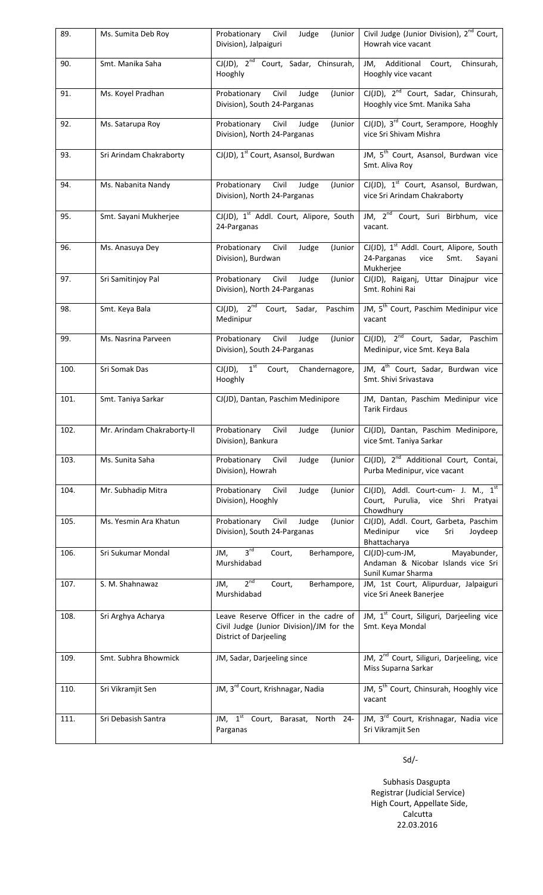| 89. | Ms. Sumita Deb Roy | Probationary Civil Judge (Junior Division), Jalpaiguri | Civil Judge (Junior Division), 2nd Court, Howrah vice vacant |
|---|---|---|---|
| 90. | Smt. Manika Saha | CJ(JD), 2nd Court, Sadar, Chinsurah, Hooghly | JM, Additional Court, Chinsurah, Hooghly vice vacant |
| 91. | Ms. Koyel Pradhan | Probationary Civil Judge (Junior Division), South 24-Parganas | CJ(JD), 2nd Court, Sadar, Chinsurah, Hooghly vice Smt. Manika Saha |
| 92. | Ms. Satarupa Roy | Probationary Civil Judge (Junior Division), North 24-Parganas | CJ(JD), 3rd Court, Serampore, Hooghly vice Sri Shivam Mishra |
| 93. | Sri Arindam Chakraborty | CJ(JD), 1st Court, Asansol, Burdwan | JM, 5th Court, Asansol, Burdwan vice Smt. Aliva Roy |
| 94. | Ms. Nabanita Nandy | Probationary Civil Judge (Junior Division), North 24-Parganas | CJ(JD), 1st Court, Asansol, Burdwan, vice Sri Arindam Chakraborty |
| 95. | Smt. Sayani Mukherjee | CJ(JD), 1st Addl. Court, Alipore, South 24-Parganas | JM, 2nd Court, Suri Birbhum, vice vacant. |
| 96. | Ms. Anasuya Dey | Probationary Civil Judge (Junior Division), Burdwan | CJ(JD), 1st Addl. Court, Alipore, South 24-Parganas vice Smt. Sayani Mukherjee |
| 97. | Sri Samitinjoy Pal | Probationary Civil Judge (Junior Division), North 24-Parganas | CJ(JD), Raiganj, Uttar Dinajpur vice Smt. Rohini Rai |
| 98. | Smt. Keya Bala | CJ(JD), 2nd Court, Sadar, Paschim Medinipur | JM, 5th Court, Paschim Medinipur vice vacant |
| 99. | Ms. Nasrina Parveen | Probationary Civil Judge (Junior Division), South 24-Parganas | CJ(JD), 2nd Court, Sadar, Paschim Medinipur, vice Smt. Keya Bala |
| 100. | Sri Somak Das | CJ(JD), 1st Court, Chandernagore, Hooghly | JM, 4th Court, Sadar, Burdwan vice Smt. Shivi Srivastava |
| 101. | Smt. Taniya Sarkar | CJ(JD), Dantan, Paschim Medinipore | JM, Dantan, Paschim Medinipur vice Tarik Firdaus |
| 102. | Mr. Arindam Chakraborty-II | Probationary Civil Judge (Junior Division), Bankura | CJ(JD), Dantan, Paschim Medinipore, vice Smt. Taniya Sarkar |
| 103. | Ms. Sunita Saha | Probationary Civil Judge (Junior Division), Howrah | CJ(JD), 2nd Additional Court, Contai, Purba Medinipur, vice vacant |
| 104. | Mr. Subhadip Mitra | Probationary Civil Judge (Junior Division), Hooghly | CJ(JD), Addl. Court-cum- J. M., 1st Court, Purulia, vice Shri Pratyai Chowdhury |
| 105. | Ms. Yesmin Ara Khatun | Probationary Civil Judge (Junior Division), South 24-Parganas | CJ(JD), Addl. Court, Garbeta, Paschim Medinipur vice Sri Joydeep Bhattacharya |
| 106. | Sri Sukumar Mondal | JM, 3rd Court, Berhampore, Murshidabad | CJ(JD)-cum-JM, Mayabunder, Andaman & Nicobar Islands vice Sri Sunil Kumar Sharma |
| 107. | S. M. Shahnawaz | JM, 2nd Court, Berhampore, Murshidabad | JM, 1st Court, Alipurduar, Jalpaiguri vice Sri Aneek Banerjee |
| 108. | Sri Arghya Acharya | Leave Reserve Officer in the cadre of Civil Judge (Junior Division)/JM for the District of Darjeeling | JM, 1st Court, Siliguri, Darjeeling vice Smt. Keya Mondal |
| 109. | Smt. Subhra Bhowmick | JM, Sadar, Darjeeling since | JM, 2nd Court, Siliguri, Darjeeling, vice Miss Suparna Sarkar |
| 110. | Sri Vikramjit Sen | JM, 3rd Court, Krishnagar, Nadia | JM, 5th Court, Chinsurah, Hooghly vice vacant |
| 111. | Sri Debasish Santra | JM, 1st Court, Barasat, North 24-Parganas | JM, 3rd Court, Krishnagar, Nadia vice Sri Vikramjit Sen |

Sd/-

Subhasis Dasgupta
Registrar (Judicial Service)
High Court, Appellate Side,
Calcutta
22.03.2016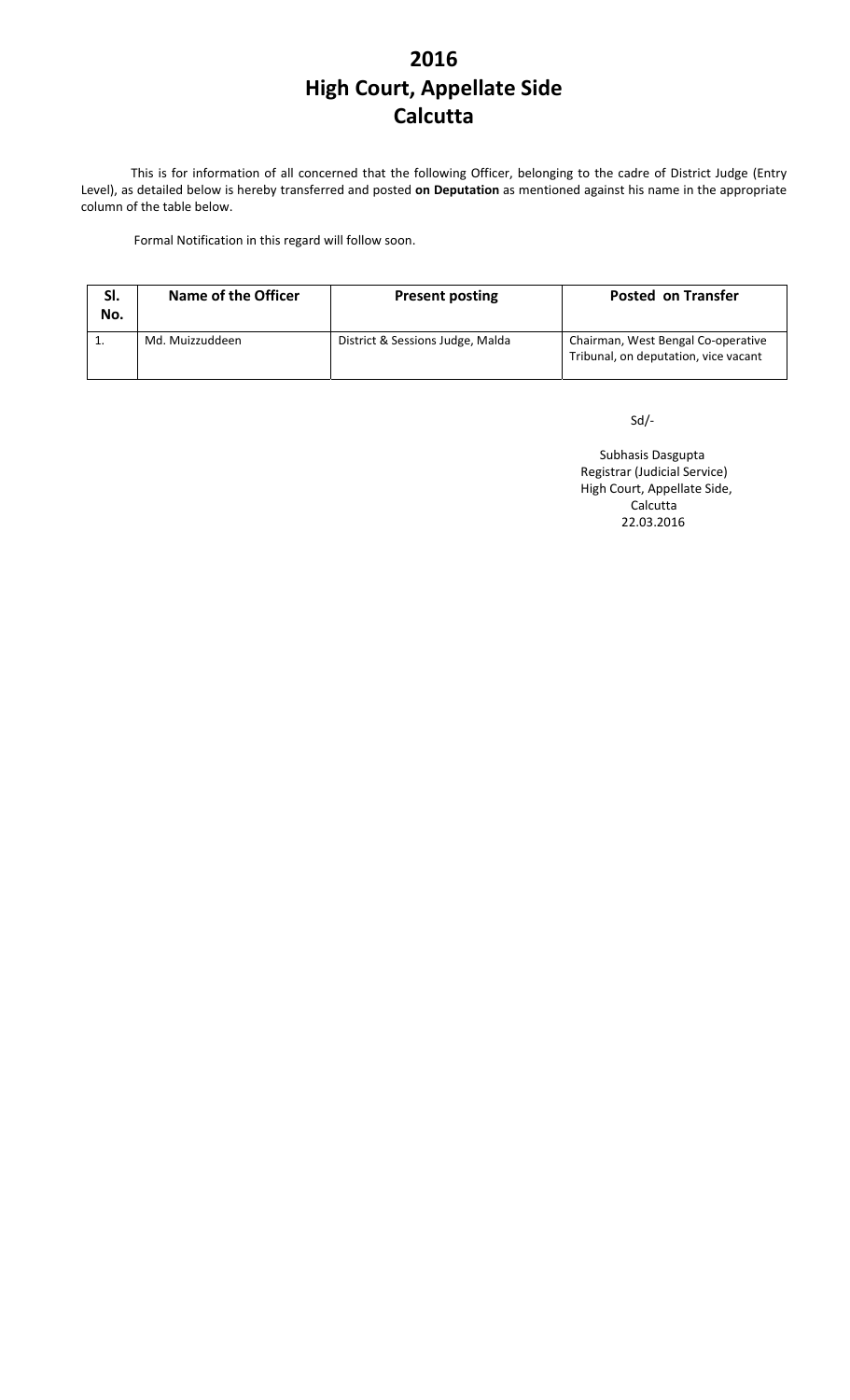# 2016
# High Court, Appellate Side
# Calcutta

This is for information of all concerned that the following Officer, belonging to the cadre of District Judge (Entry Level), as detailed below is hereby transferred and posted **on Deputation** as mentioned against his name in the appropriate column of the table below.

Formal Notification in this regard will follow soon.

| Sl. No. | Name of the Officer | Present posting | Posted on Transfer |
|---|---|---|---|
| 1. | Md. Muizzuddeen | District & Sessions Judge, Malda | Chairman, West Bengal Co-operative Tribunal, on deputation, vice vacant |

Sd/-

Subhasis Dasgupta
Registrar (Judicial Service)
High Court, Appellate Side,
Calcutta
22.03.2016